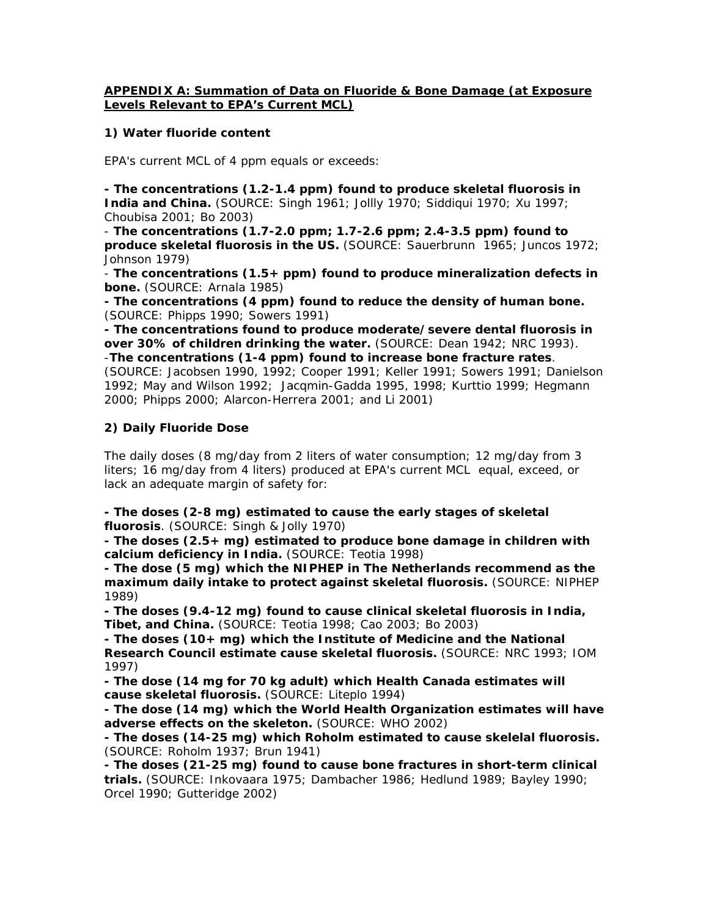**APPENDIX A: Summation of Data on Fluoride & Bone Damage (at Exposure Levels Relevant to EPA's Current MCL)**

**1) Water fluoride content**

EPA's current MCL of 4 ppm equals or exceeds:

**- The concentrations (1.2-1.4 ppm) found to produce skeletal fluorosis in India and China.** (SOURCE: Singh 1961; Jollly 1970; Siddiqui 1970; Xu 1997; Choubisa 2001; Bo 2003)
- **The concentrations (1.7-2.0 ppm; 1.7-2.6 ppm; 2.4-3.5 ppm) found to produce skeletal fluorosis in the US.** (SOURCE: Sauerbrunn 1965; Juncos 1972; Johnson 1979)
- **The concentrations (1.5+ ppm) found to produce mineralization defects in bone.** (SOURCE: Arnala 1985)
**- The concentrations (4 ppm) found to reduce the density of human bone.** (SOURCE: Phipps 1990; Sowers 1991)
**- The concentrations found to produce moderate/severe dental fluorosis in over 30% of children drinking the water.** (SOURCE: Dean 1942; NRC 1993).
-**The concentrations (1-4 ppm) found to increase bone fracture rates**. (SOURCE: Jacobsen 1990, 1992; Cooper 1991; Keller 1991; Sowers 1991; Danielson 1992; May and Wilson 1992; Jacqmin-Gadda 1995, 1998; Kurttio 1999; Hegmann 2000; Phipps 2000; Alarcon-Herrera 2001; and Li 2001)

**2) Daily Fluoride Dose**

The daily doses (8 mg/day from 2 liters of water consumption; 12 mg/day from 3 liters; 16 mg/day from 4 liters) produced at EPA's current MCL equal, exceed, or lack an adequate margin of safety for:

**- The doses (2-8 mg) estimated to cause the early stages of skeletal fluorosis**. (SOURCE: Singh & Jolly 1970)
**- The doses (2.5+ mg) estimated to produce bone damage in children with calcium deficiency in India.** (SOURCE: Teotia 1998)
**- The dose (5 mg) which the NIPHEP in The Netherlands recommend as the maximum daily intake to protect against skeletal fluorosis.** (SOURCE: NIPHEP 1989)
**- The doses (9.4-12 mg) found to cause clinical skeletal fluorosis in India, Tibet, and China.** (SOURCE: Teotia 1998; Cao 2003; Bo 2003)
**- The doses (10+ mg) which the Institute of Medicine and the National Research Council estimate cause skeletal fluorosis.** (SOURCE: NRC 1993; IOM 1997)
**- The dose (14 mg for 70 kg adult) which Health Canada estimates will cause skeletal fluorosis.** (SOURCE: Liteplo 1994)
**- The dose (14 mg) which the World Health Organization estimates will have adverse effects on the skeleton.** (SOURCE: WHO 2002)
**- The doses (14-25 mg) which Roholm estimated to cause skelelal fluorosis.** (SOURCE: Roholm 1937; Brun 1941)
**- The doses (21-25 mg) found to cause bone fractures in short-term clinical trials.** (SOURCE: Inkovaara 1975; Dambacher 1986; Hedlund 1989; Bayley 1990; Orcel 1990; Gutteridge 2002)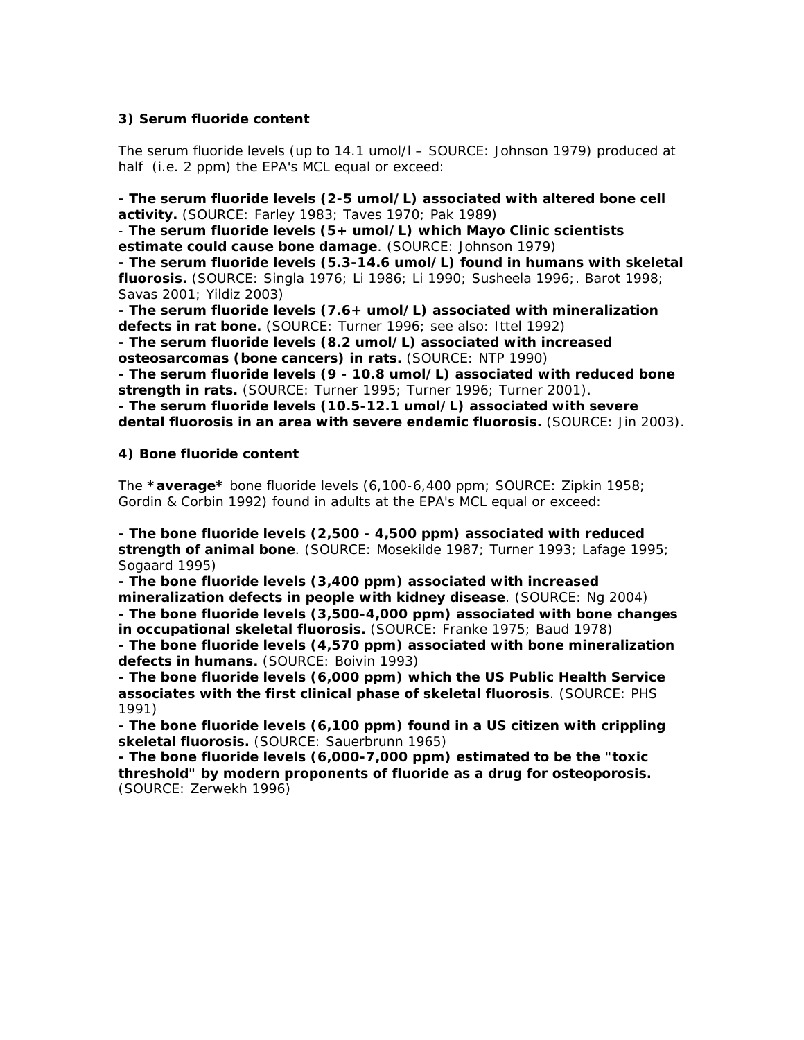**3) Serum fluoride content**

The serum fluoride levels (up to 14.1 umol/l – SOURCE: Johnson 1979) produced <u>at half</u> (i.e. 2 ppm) the EPA's MCL equal or exceed:

**- The serum fluoride levels (2-5 umol/L) associated with altered bone cell activity.** (SOURCE: Farley 1983; Taves 1970; Pak 1989)
- **The serum fluoride levels (5+ umol/L) which Mayo Clinic scientists estimate could cause bone damage**. (SOURCE: Johnson 1979)
**- The serum fluoride levels (5.3-14.6 umol/L) found in humans with skeletal fluorosis.** (SOURCE: Singla 1976; Li 1986; Li 1990; Susheela 1996;. Barot 1998; Savas 2001; Yildiz 2003)
**- The serum fluoride levels (7.6+ umol/L) associated with mineralization defects in rat bone.** (SOURCE: Turner 1996; see also: Ittel 1992)
**- The serum fluoride levels (8.2 umol/L) associated with increased osteosarcomas (bone cancers) in rats.** (SOURCE: NTP 1990)
**- The serum fluoride levels (9 - 10.8 umol/L) associated with reduced bone strength in rats.** (SOURCE: Turner 1995; Turner 1996; Turner 2001).
**- The serum fluoride levels (10.5-12.1 umol/L) associated with severe dental fluorosis in an area with severe endemic fluorosis.** (SOURCE: Jin 2003).

**4) Bone fluoride content**

The ***average*** bone fluoride levels (6,100-6,400 ppm; SOURCE: Zipkin 1958; Gordin & Corbin 1992) found in adults at the EPA's MCL equal or exceed:

**- The bone fluoride levels (2,500 - 4,500 ppm) associated with reduced strength of animal bone**. (SOURCE: Mosekilde 1987; Turner 1993; Lafage 1995; Sogaard 1995)
**- The bone fluoride levels (3,400 ppm) associated with increased mineralization defects in people with kidney disease**. (SOURCE: Ng 2004)
**- The bone fluoride levels (3,500-4,000 ppm) associated with bone changes in occupational skeletal fluorosis.** (SOURCE: Franke 1975; Baud 1978)
**- The bone fluoride levels (4,570 ppm) associated with bone mineralization defects in humans.** (SOURCE: Boivin 1993)
**- The bone fluoride levels (6,000 ppm) which the US Public Health Service associates with the first clinical phase of skeletal fluorosis**. (SOURCE: PHS 1991)
**- The bone fluoride levels (6,100 ppm) found in a US citizen with crippling skeletal fluorosis.** (SOURCE: Sauerbrunn 1965)
**- The bone fluoride levels (6,000-7,000 ppm) estimated to be the "toxic threshold" by modern proponents of fluoride as a drug for osteoporosis.** (SOURCE: Zerwekh 1996)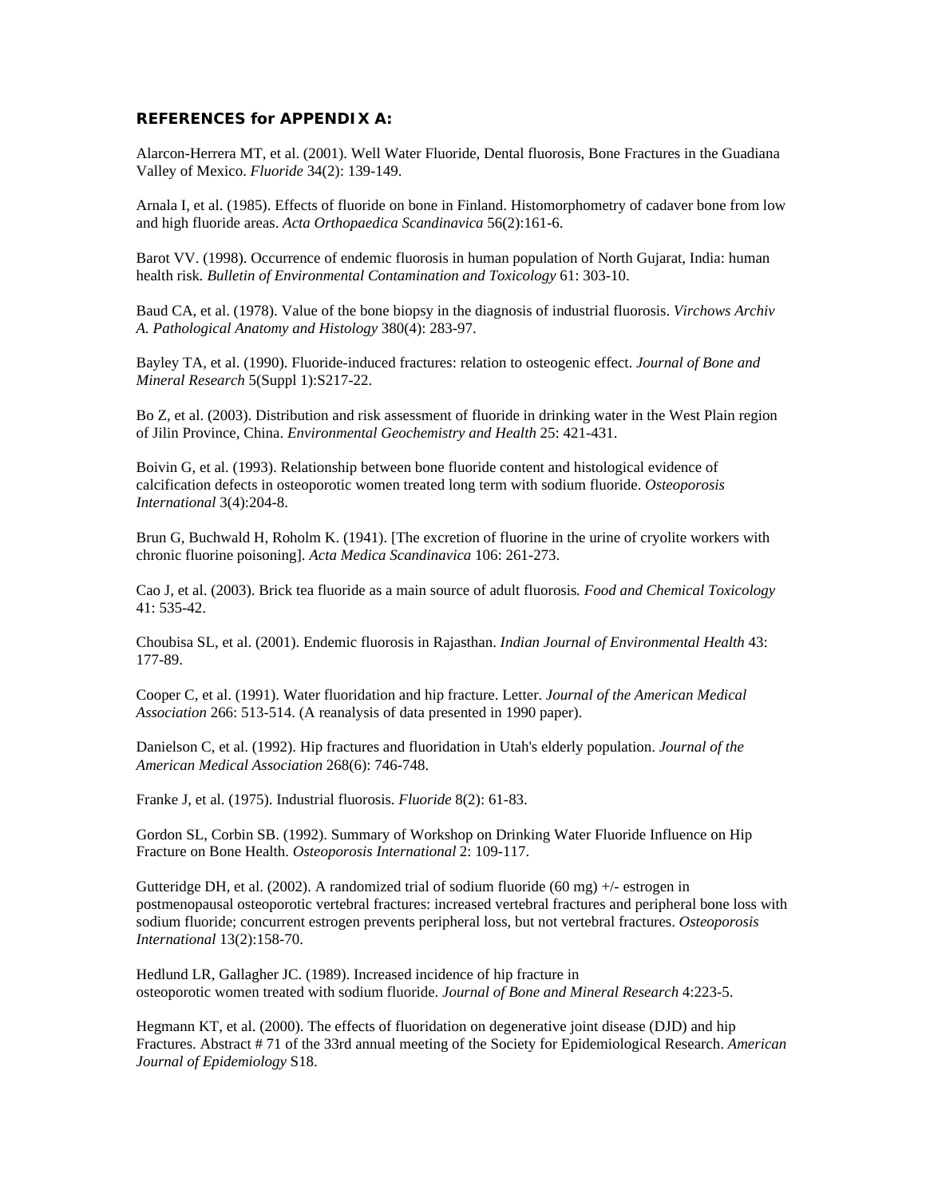### REFERENCES for APPENDIX A:

Alarcon-Herrera MT, et al. (2001). Well Water Fluoride, Dental fluorosis, Bone Fractures in the Guadiana Valley of Mexico. *Fluoride* 34(2): 139-149.

Arnala I, et al. (1985). Effects of fluoride on bone in Finland. Histomorphometry of cadaver bone from low and high fluoride areas. *Acta Orthopaedica Scandinavica* 56(2):161-6.

Barot VV. (1998). Occurrence of endemic fluorosis in human population of North Gujarat, India: human health risk. *Bulletin of Environmental Contamination and Toxicology* 61: 303-10.

Baud CA, et al. (1978). Value of the bone biopsy in the diagnosis of industrial fluorosis. *Virchows Archiv A. Pathological Anatomy and Histology* 380(4): 283-97.

Bayley TA, et al. (1990). Fluoride-induced fractures: relation to osteogenic effect. *Journal of Bone and Mineral Research* 5(Suppl 1):S217-22.

Bo Z, et al. (2003). Distribution and risk assessment of fluoride in drinking water in the West Plain region of Jilin Province, China. *Environmental Geochemistry and Health* 25: 421-431.

Boivin G, et al. (1993). Relationship between bone fluoride content and histological evidence of calcification defects in osteoporotic women treated long term with sodium fluoride. *Osteoporosis International* 3(4):204-8.

Brun G, Buchwald H, Roholm K. (1941). [The excretion of fluorine in the urine of cryolite workers with chronic fluorine poisoning]. *Acta Medica Scandinavica* 106: 261-273.

Cao J, et al. (2003). Brick tea fluoride as a main source of adult fluorosis. *Food and Chemical Toxicology* 41: 535-42.

Choubisa SL, et al. (2001). Endemic fluorosis in Rajasthan. *Indian Journal of Environmental Health* 43: 177-89.

Cooper C, et al. (1991). Water fluoridation and hip fracture. Letter. *Journal of the American Medical Association* 266: 513-514. (A reanalysis of data presented in 1990 paper).

Danielson C, et al. (1992). Hip fractures and fluoridation in Utah's elderly population. *Journal of the American Medical Association* 268(6): 746-748.

Franke J, et al. (1975). Industrial fluorosis. *Fluoride* 8(2): 61-83.

Gordon SL, Corbin SB. (1992). Summary of Workshop on Drinking Water Fluoride Influence on Hip Fracture on Bone Health. *Osteoporosis International* 2: 109-117.

Gutteridge DH, et al. (2002). A randomized trial of sodium fluoride (60 mg) +/- estrogen in postmenopausal osteoporotic vertebral fractures: increased vertebral fractures and peripheral bone loss with sodium fluoride; concurrent estrogen prevents peripheral loss, but not vertebral fractures. *Osteoporosis International* 13(2):158-70.

Hedlund LR, Gallagher JC. (1989). Increased incidence of hip fracture in osteoporotic women treated with sodium fluoride. *Journal of Bone and Mineral Research* 4:223-5.

Hegmann KT, et al. (2000). The effects of fluoridation on degenerative joint disease (DJD) and hip Fractures. Abstract # 71 of the 33rd annual meeting of the Society for Epidemiological Research. *American Journal of Epidemiology* S18.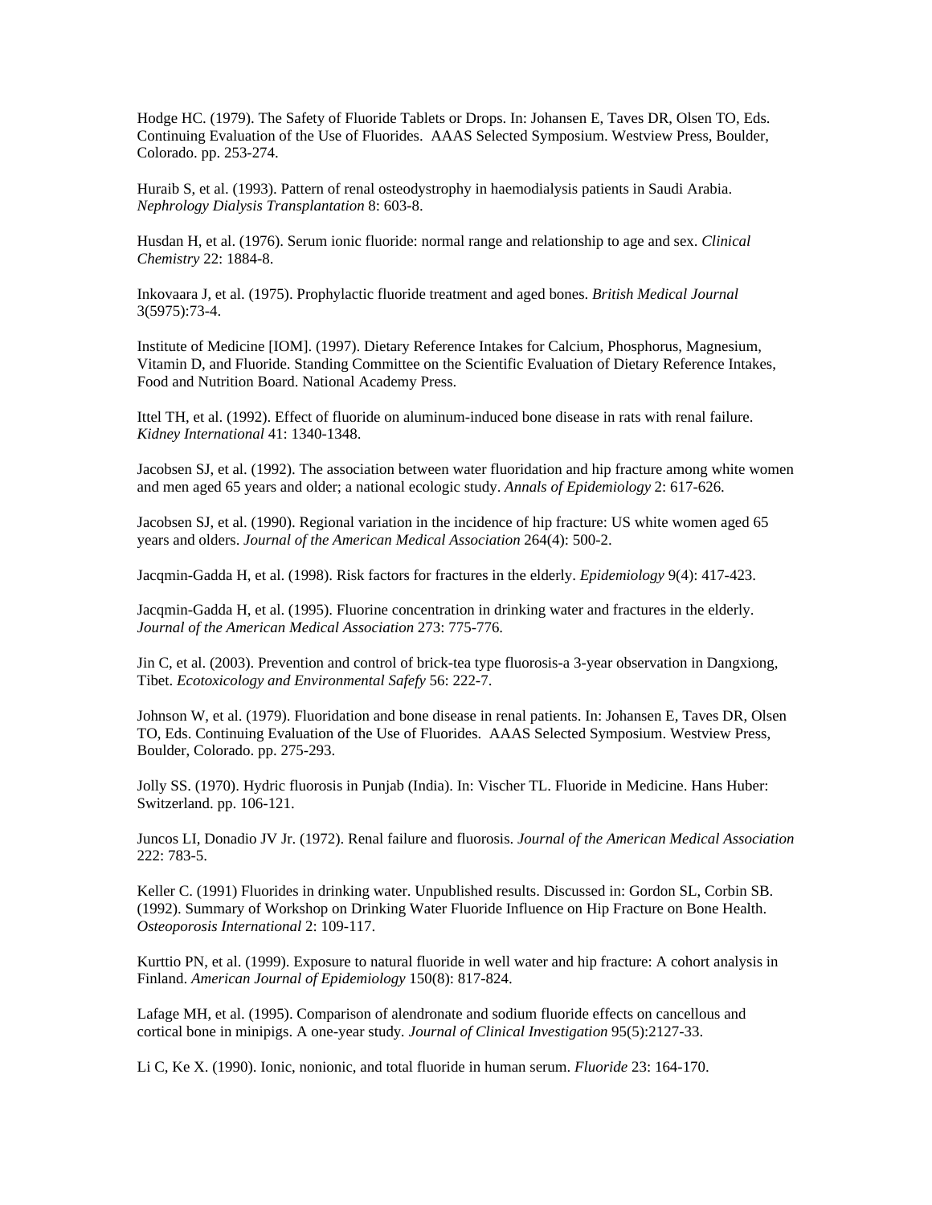Hodge HC. (1979). The Safety of Fluoride Tablets or Drops. In: Johansen E, Taves DR, Olsen TO, Eds. Continuing Evaluation of the Use of Fluorides. AAAS Selected Symposium. Westview Press, Boulder, Colorado. pp. 253-274.

Huraib S, et al. (1993). Pattern of renal osteodystrophy in haemodialysis patients in Saudi Arabia. *Nephrology Dialysis Transplantation* 8: 603-8.

Husdan H, et al. (1976). Serum ionic fluoride: normal range and relationship to age and sex. *Clinical Chemistry* 22: 1884-8.

Inkovaara J, et al. (1975). Prophylactic fluoride treatment and aged bones. *British Medical Journal* 3(5975):73-4.

Institute of Medicine [IOM]. (1997). Dietary Reference Intakes for Calcium, Phosphorus, Magnesium, Vitamin D, and Fluoride. Standing Committee on the Scientific Evaluation of Dietary Reference Intakes, Food and Nutrition Board. National Academy Press.

Ittel TH, et al. (1992). Effect of fluoride on aluminum-induced bone disease in rats with renal failure. *Kidney International* 41: 1340-1348.

Jacobsen SJ, et al. (1992). The association between water fluoridation and hip fracture among white women and men aged 65 years and older; a national ecologic study. *Annals of Epidemiology* 2: 617-626.

Jacobsen SJ, et al. (1990). Regional variation in the incidence of hip fracture: US white women aged 65 years and olders. *Journal of the American Medical Association* 264(4): 500-2.

Jacqmin-Gadda H, et al. (1998). Risk factors for fractures in the elderly. *Epidemiology* 9(4): 417-423.

Jacqmin-Gadda H, et al. (1995). Fluorine concentration in drinking water and fractures in the elderly. *Journal of the American Medical Association* 273: 775-776.

Jin C, et al. (2003). Prevention and control of brick-tea type fluorosis-a 3-year observation in Dangxiong, Tibet. *Ecotoxicology and Environmental Safefy* 56: 222-7.

Johnson W, et al. (1979). Fluoridation and bone disease in renal patients. In: Johansen E, Taves DR, Olsen TO, Eds. Continuing Evaluation of the Use of Fluorides. AAAS Selected Symposium. Westview Press, Boulder, Colorado. pp. 275-293.

Jolly SS. (1970). Hydric fluorosis in Punjab (India). In: Vischer TL. Fluoride in Medicine. Hans Huber: Switzerland. pp. 106-121.

Juncos LI, Donadio JV Jr. (1972). Renal failure and fluorosis. *Journal of the American Medical Association* 222: 783-5.

Keller C. (1991) Fluorides in drinking water. Unpublished results. Discussed in: Gordon SL, Corbin SB. (1992). Summary of Workshop on Drinking Water Fluoride Influence on Hip Fracture on Bone Health. *Osteoporosis International* 2: 109-117.

Kurttio PN, et al. (1999). Exposure to natural fluoride in well water and hip fracture: A cohort analysis in Finland. *American Journal of Epidemiology* 150(8): 817-824.

Lafage MH, et al. (1995). Comparison of alendronate and sodium fluoride effects on cancellous and cortical bone in minipigs. A one-year study. *Journal of Clinical Investigation* 95(5):2127-33.

Li C, Ke X. (1990). Ionic, nonionic, and total fluoride in human serum. *Fluoride* 23: 164-170.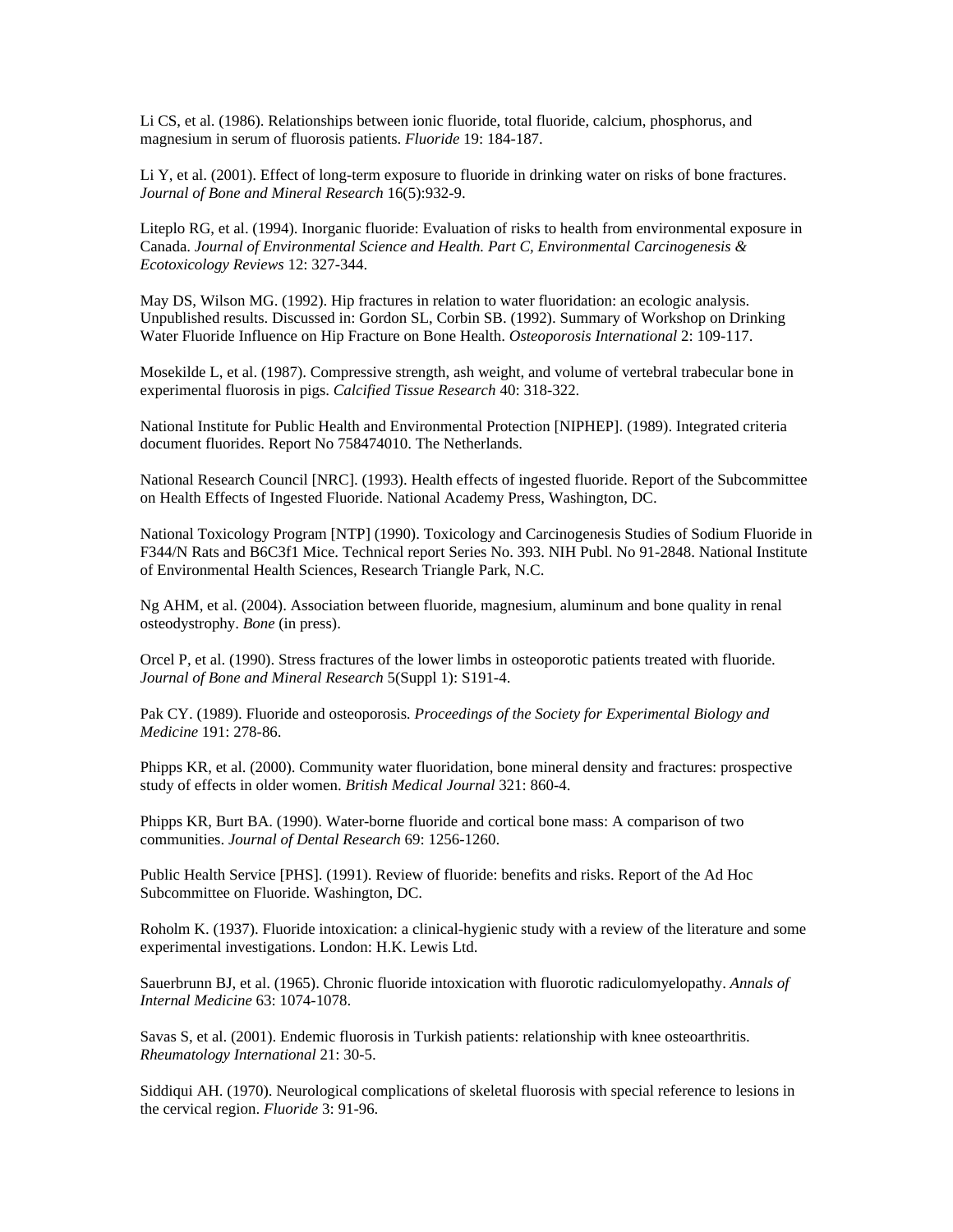Li CS, et al. (1986). Relationships between ionic fluoride, total fluoride, calcium, phosphorus, and magnesium in serum of fluorosis patients. *Fluoride* 19: 184-187.

Li Y, et al. (2001). Effect of long-term exposure to fluoride in drinking water on risks of bone fractures. *Journal of Bone and Mineral Research* 16(5):932-9.

Liteplo RG, et al. (1994). Inorganic fluoride: Evaluation of risks to health from environmental exposure in Canada. *Journal of Environmental Science and Health. Part C, Environmental Carcinogenesis & Ecotoxicology Reviews* 12: 327-344.

May DS, Wilson MG. (1992). Hip fractures in relation to water fluoridation: an ecologic analysis. Unpublished results. Discussed in: Gordon SL, Corbin SB. (1992). Summary of Workshop on Drinking Water Fluoride Influence on Hip Fracture on Bone Health. *Osteoporosis International* 2: 109-117.

Mosekilde L, et al. (1987). Compressive strength, ash weight, and volume of vertebral trabecular bone in experimental fluorosis in pigs. *Calcified Tissue Research* 40: 318-322.

National Institute for Public Health and Environmental Protection [NIPHEP]. (1989). Integrated criteria document fluorides. Report No 758474010. The Netherlands.

National Research Council [NRC]. (1993). Health effects of ingested fluoride. Report of the Subcommittee on Health Effects of Ingested Fluoride. National Academy Press, Washington, DC.

National Toxicology Program [NTP] (1990). Toxicology and Carcinogenesis Studies of Sodium Fluoride in F344/N Rats and B6C3f1 Mice. Technical report Series No. 393. NIH Publ. No 91-2848. National Institute of Environmental Health Sciences, Research Triangle Park, N.C.

Ng AHM, et al. (2004). Association between fluoride, magnesium, aluminum and bone quality in renal osteodystrophy. *Bone* (in press).

Orcel P, et al. (1990). Stress fractures of the lower limbs in osteoporotic patients treated with fluoride. *Journal of Bone and Mineral Research* 5(Suppl 1): S191-4.

Pak CY. (1989). Fluoride and osteoporosis. *Proceedings of the Society for Experimental Biology and Medicine* 191: 278-86.

Phipps KR, et al. (2000). Community water fluoridation, bone mineral density and fractures: prospective study of effects in older women. *British Medical Journal* 321: 860-4.

Phipps KR, Burt BA. (1990). Water-borne fluoride and cortical bone mass: A comparison of two communities. *Journal of Dental Research* 69: 1256-1260.

Public Health Service [PHS]. (1991). Review of fluoride: benefits and risks. Report of the Ad Hoc Subcommittee on Fluoride. Washington, DC.

Roholm K. (1937). Fluoride intoxication: a clinical-hygienic study with a review of the literature and some experimental investigations. London: H.K. Lewis Ltd.

Sauerbrunn BJ, et al. (1965). Chronic fluoride intoxication with fluorotic radiculomyelopathy. *Annals of Internal Medicine* 63: 1074-1078.

Savas S, et al. (2001). Endemic fluorosis in Turkish patients: relationship with knee osteoarthritis. *Rheumatology International* 21: 30-5.

Siddiqui AH. (1970). Neurological complications of skeletal fluorosis with special reference to lesions in the cervical region. *Fluoride* 3: 91-96.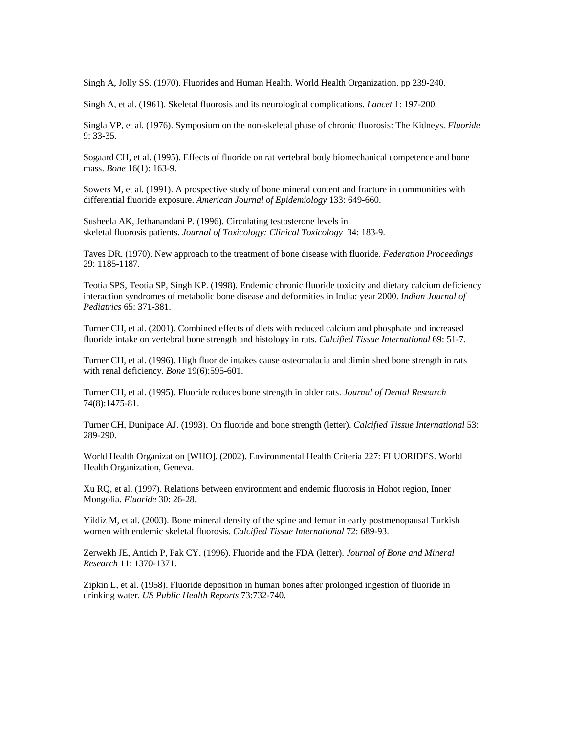Singh A, Jolly SS. (1970). Fluorides and Human Health. World Health Organization. pp 239-240.

Singh A, et al. (1961). Skeletal fluorosis and its neurological complications. *Lancet* 1: 197-200.

Singla VP, et al. (1976). Symposium on the non-skeletal phase of chronic fluorosis: The Kidneys. *Fluoride* 9: 33-35.

Sogaard CH, et al. (1995). Effects of fluoride on rat vertebral body biomechanical competence and bone mass. *Bone* 16(1): 163-9.

Sowers M, et al. (1991). A prospective study of bone mineral content and fracture in communities with differential fluoride exposure. *American Journal of Epidemiology* 133: 649-660.

Susheela AK, Jethanandani P. (1996). Circulating testosterone levels in skeletal fluorosis patients. *Journal of Toxicology: Clinical Toxicology* 34: 183-9.

Taves DR. (1970). New approach to the treatment of bone disease with fluoride. *Federation Proceedings* 29: 1185-1187.

Teotia SPS, Teotia SP, Singh KP. (1998). Endemic chronic fluoride toxicity and dietary calcium deficiency interaction syndromes of metabolic bone disease and deformities in India: year 2000. *Indian Journal of Pediatrics* 65: 371-381.

Turner CH, et al. (2001). Combined effects of diets with reduced calcium and phosphate and increased fluoride intake on vertebral bone strength and histology in rats. *Calcified Tissue International* 69: 51-7.

Turner CH, et al. (1996). High fluoride intakes cause osteomalacia and diminished bone strength in rats with renal deficiency. *Bone* 19(6):595-601.

Turner CH, et al. (1995). Fluoride reduces bone strength in older rats. *Journal of Dental Research* 74(8):1475-81.

Turner CH, Dunipace AJ. (1993). On fluoride and bone strength (letter). *Calcified Tissue International* 53: 289-290.

World Health Organization [WHO]. (2002). Environmental Health Criteria 227: FLUORIDES. World Health Organization, Geneva.

Xu RQ, et al. (1997). Relations between environment and endemic fluorosis in Hohot region, Inner Mongolia. *Fluoride* 30: 26-28.

Yildiz M, et al. (2003). Bone mineral density of the spine and femur in early postmenopausal Turkish women with endemic skeletal fluorosis. *Calcified Tissue International* 72: 689-93.

Zerwekh JE, Antich P, Pak CY. (1996). Fluoride and the FDA (letter). *Journal of Bone and Mineral Research* 11: 1370-1371.

Zipkin L, et al. (1958). Fluoride deposition in human bones after prolonged ingestion of fluoride in drinking water. *US Public Health Reports* 73:732-740.